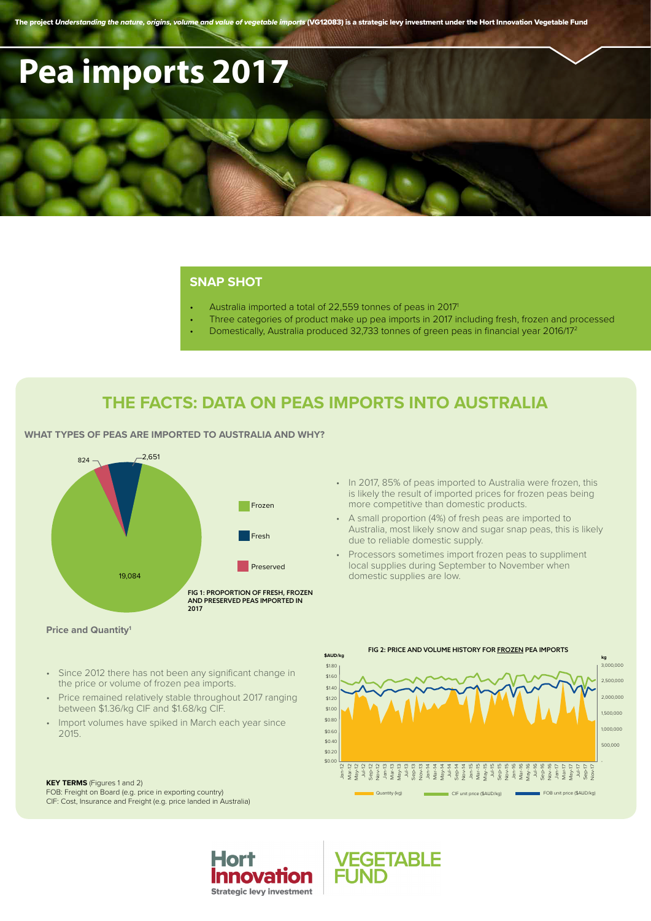The project *Understanding the nature, origins, volume and value of vegetable imports* (VG12083) is a strategic levy investment under the Hort Innovation Vegetable Fund

# Pea imports 2017

## SNAP SHOT

- Australia imported a total of 22,559 tonnes of peas in 2017[1]
- Three categories of product make up pea imports in 2017 including fresh, frozen and processed
- Domestically, Australia produced 32,733 tonnes of green peas in financial year 2016/17[2]

## THE FACTS: DATA ON PEAS IMPORTS INTO AUSTRALIA

### WHAT TYPES OF PEAS ARE IMPORTED TO AUSTRALIA AND WHY?

| Category | Tonnes |
| --- | --- |
| Frozen | 19,084 |
| Fresh | 2,651 |
| Preserved | 824 |

**FIG 1: PROPORTION OF FRESH, FROZEN AND PRESERVED PEAS IMPORTED IN 2017**

- In 2017, 85% of peas imported to Australia were frozen, this is likely the result of imported prices for frozen peas being more competitive than domestic products.
- A small proportion (4%) of fresh peas are imported to Australia, most likely snow and sugar snap peas, this is likely due to reliable domestic supply.
- Processors sometimes import frozen peas to suppliment local supplies during September to November when domestic supplies are low.

### Price and Quantity[1]

- Since 2012 there has not been any significant change in the price or volume of frozen pea imports.
- Price remained relatively stable throughout 2017 ranging between $1.36/kg CIF and $1.68/kg CIF.
- Import volumes have spiked in March each year since 2015.

**FIG 2: PRICE AND VOLUME HISTORY FOR FROZEN PEA IMPORTS**

Quantity (kg) | CIF unit price ($AUD/kg) | FOB unit price ($AUD/kg)

**KEY TERMS** (Figures 1 and 2)
FOB: Freight on Board (e.g. price in exporting country)
CIF: Cost, Insurance and Freight (e.g. price landed in Australia)

Hort Innovation — Strategic levy investment | VEGETABLE FUND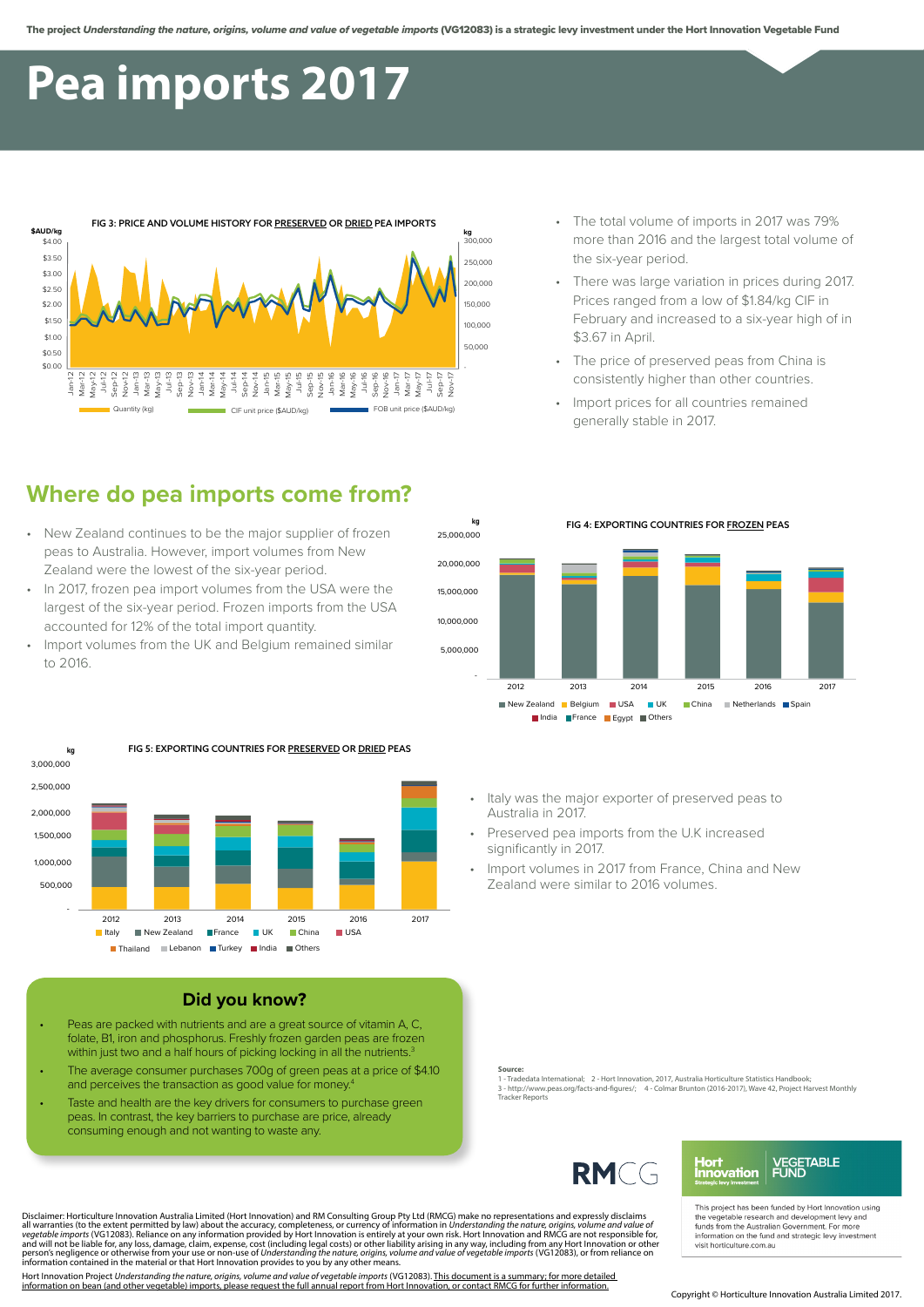The project *Understanding the nature, origins, volume and value of vegetable imports* (VG12083) is a strategic levy investment under the Hort Innovation Vegetable Fund

# Pea imports 2017

FIG 3: PRICE AND VOLUME HISTORY FOR PRESERVED OR DRIED PEA IMPORTS

$AUD/kg
$4.00
$3.50
$3.00
$2.50
$2.00
$1.50
$1.00
$0.50
$0.00

kg
300,000
250,000
200,000
150,000
100,000
50,000
-

Jan-12 Mar-12 May-12 Jul-12 Sep-12 Nov-12 Jan-13 Mar-13 May-13 Jul-13 Sep-13 Nov-13 Jan-14 Mar-14 May-14 Jul-14 Sep-14 Nov-14 Jan-15 Mar-15 May-15 Jul-15 Sep-15 Nov-15 Jan-16 Mar-16 May-16 Jul-16 Sep-16 Nov-16 Jan-17 Mar-17 May-17 Jul-17 Sep-17 Nov-17

Quantity (kg) CIF unit price ($AUD/kg) FOB unit price ($AUD/kg)

- The total volume of imports in 2017 was 79% more than 2016 and the largest total volume of the six-year period.
- There was large variation in prices during 2017. Prices ranged from a low of $1.84/kg CIF in February and increased to a six-year high of in $3.67 in April.
- The price of preserved peas from China is consistently higher than other countries.
- Import prices for all countries remained generally stable in 2017.

## Where do pea imports come from?

- New Zealand continues to be the major supplier of frozen peas to Australia. However, import volumes from New Zealand were the lowest of the six-year period.
- In 2017, frozen pea import volumes from the USA were the largest of the six-year period. Frozen imports from the USA accounted for 12% of the total import quantity.
- Import volumes from the UK and Belgium remained similar to 2016.

FIG 4: EXPORTING COUNTRIES FOR FROZEN PEAS

kg
25,000,000
20,000,000
15,000,000
10,000,000
5,000,000
-

2012 2013 2014 2015 2016 2017

New Zealand Belgium USA UK China Netherlands Spain India France Egypt Others

FIG 5: EXPORTING COUNTRIES FOR PRESERVED OR DRIED PEAS

kg
3,000,000
2,500,000
2,000,000
1,500,000
1,000,000
500,000
-

2012 2013 2014 2015 2016 2017

Italy New Zealand France UK China USA Thailand Lebanon Turkey India Others

- Italy was the major exporter of preserved peas to Australia in 2017.
- Preserved pea imports from the U.K increased significantly in 2017.
- Import volumes in 2017 from France, China and New Zealand were similar to 2016 volumes.

## Did you know?

- Peas are packed with nutrients and are a great source of vitamin A, C, folate, B1, iron and phosphorus. Freshly frozen garden peas are frozen within just two and a half hours of picking locking in all the nutrients.[3]
- The average consumer purchases 700g of green peas at a price of $4.10 and perceives the transaction as good value for money.[4]
- Taste and health are the key drivers for consumers to purchase green peas. In contrast, the key barriers to purchase are price, already consuming enough and not wanting to waste any.

**Source:**
1 - Tradedata International; 2 - Hort Innovation, 2017, Australia Horticulture Statistics Handbook;
3 - http://www.peas.org/facts-and-figures/; 4 - Colmar Brunton (2016-2017), Wave 42, Project Harvest Monthly Tracker Reports

RMCG

Hort Innovation Strategic levy investment | VEGETABLE FUND

This project has been funded by Hort Innovation using the vegetable research and development levy and funds from the Australian Government. For more information on the fund and strategic levy investment visit horticulture.com.au

Disclaimer: Horticulture Innovation Australia Limited (Hort Innovation) and RM Consulting Group Pty Ltd (RMCG) make no representations and expressly disclaims all warranties (to the extent permitted by law) about the accuracy, completeness, or currency of information in *Understanding the nature, origins, volume and value of vegetable imports* (VG12083). Reliance on any information provided by Hort Innovation is entirely at your own risk. Hort Innovation and RMCG are not responsible for, and will not be liable for, any loss, damage, claim, expense, cost (including legal costs) or other liability arising in any way, including from any Hort Innovation or other person's negligence or otherwise from your use or non-use of *Understanding the nature, origins, volume and value of vegetable imports* (VG12083), or from reliance on information contained in the material or that Hort Innovation provides to you by any other means.

Hort Innovation Project *Understanding the nature, origins, volume and value of vegetable imports* (VG12083). This document is a summary; for more detailed information on bean (and other vegetable) imports, please request the full annual report from Hort Innovation, or contact RMCG for further information.

Copyright © Horticulture Innovation Australia Limited 2017.